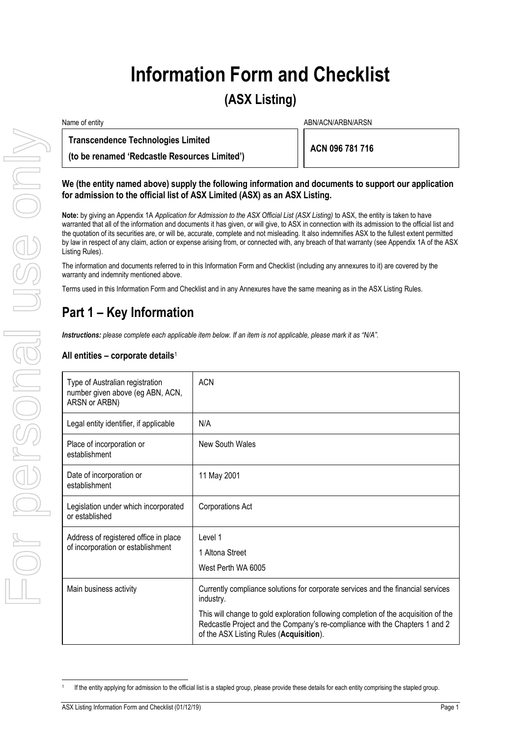# Information Form and Checklist

## (ASX Listing)

| Name of entity | ABN/ACN/ARBN/ARSN |
|---|---|
| **Transcendence Technologies Limited** **(to be renamed 'Redcastle Resources Limited')** | **ACN 096 781 716** |

**We (the entity named above) supply the following information and documents to support our application for admission to the official list of ASX Limited (ASX) as an ASX Listing.**

**Note:** by giving an Appendix 1A *Application for Admission to the ASX Official List (ASX Listing)* to ASX, the entity is taken to have warranted that all of the information and documents it has given, or will give, to ASX in connection with its admission to the official list and the quotation of its securities are, or will be, accurate, complete and not misleading. It also indemnifies ASX to the fullest extent permitted by law in respect of any claim, action or expense arising from, or connected with, any breach of that warranty (see Appendix 1A of the ASX Listing Rules).

The information and documents referred to in this Information Form and Checklist (including any annexures to it) are covered by the warranty and indemnity mentioned above.

Terms used in this Information Form and Checklist and in any Annexures have the same meaning as in the ASX Listing Rules.

# Part 1 – Key Information

***Instructions:** please complete each applicable item below. If an item is not applicable, please mark it as "N/A".*

### All entities – corporate details[1]

| | |
|---|---|
| Type of Australian registration number given above (eg ABN, ACN, ARSN or ARBN) | ACN |
| Legal entity identifier, if applicable | N/A |
| Place of incorporation or establishment | New South Wales |
| Date of incorporation or establishment | 11 May 2001 |
| Legislation under which incorporated or established | Corporations Act |
| Address of registered office in place of incorporation or establishment | Level 1<br>1 Altona Street<br>West Perth WA 6005 |
| Main business activity | Currently compliance solutions for corporate services and the financial services industry.<br>This will change to gold exploration following completion of the acquisition of the Redcastle Project and the Company's re-compliance with the Chapters 1 and 2 of the ASX Listing Rules (**Acquisition**). |

[1] If the entity applying for admission to the official list is a stapled group, please provide these details for each entity comprising the stapled group.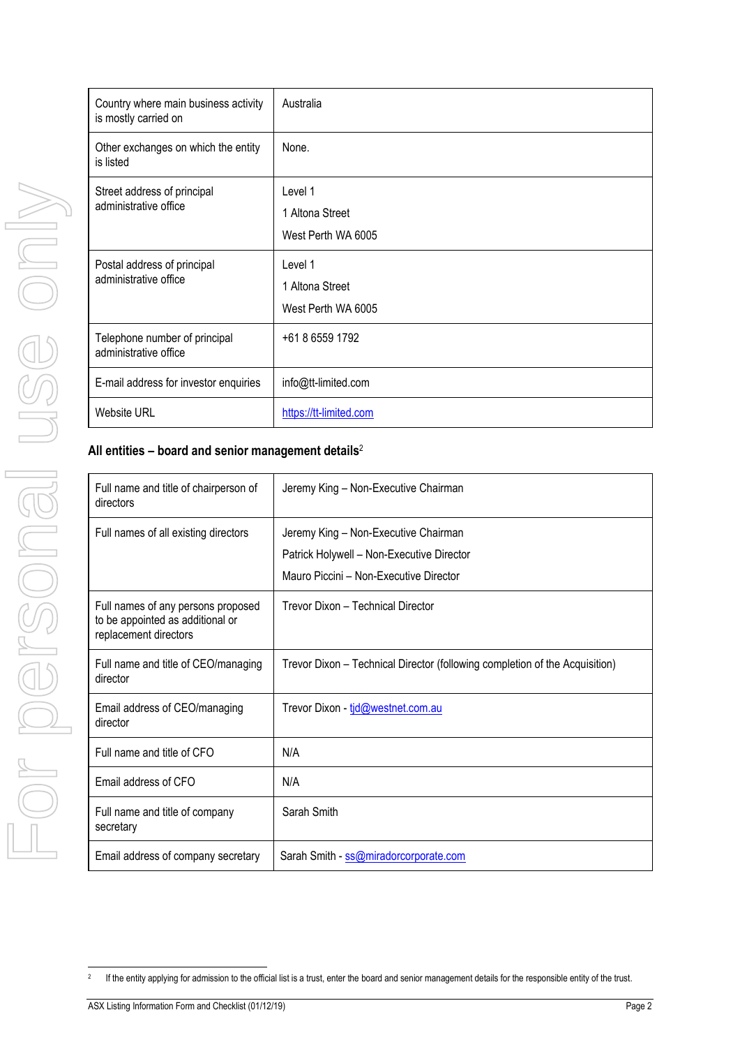| | |
|---|---|
| Country where main business activity is mostly carried on | Australia |
| Other exchanges on which the entity is listed | None. |
| Street address of principal administrative office | Level 1<br>1 Altona Street<br>West Perth WA 6005 |
| Postal address of principal administrative office | Level 1<br>1 Altona Street<br>West Perth WA 6005 |
| Telephone number of principal administrative office | +61 8 6559 1792 |
| E-mail address for investor enquiries | info@tt-limited.com |
| Website URL | https://tt-limited.com |

**All entities – board and senior management details**[2]

| | |
|---|---|
| Full name and title of chairperson of directors | Jeremy King – Non-Executive Chairman |
| Full names of all existing directors | Jeremy King – Non-Executive Chairman<br>Patrick Holywell – Non-Executive Director<br>Mauro Piccini – Non-Executive Director |
| Full names of any persons proposed to be appointed as additional or replacement directors | Trevor Dixon – Technical Director |
| Full name and title of CEO/managing director | Trevor Dixon – Technical Director (following completion of the Acquisition) |
| Email address of CEO/managing director | Trevor Dixon - tjd@westnet.com.au |
| Full name and title of CFO | N/A |
| Email address of CFO | N/A |
| Full name and title of company secretary | Sarah Smith |
| Email address of company secretary | Sarah Smith - ss@miradorcorporate.com |

[2] If the entity applying for admission to the official list is a trust, enter the board and senior management details for the responsible entity of the trust.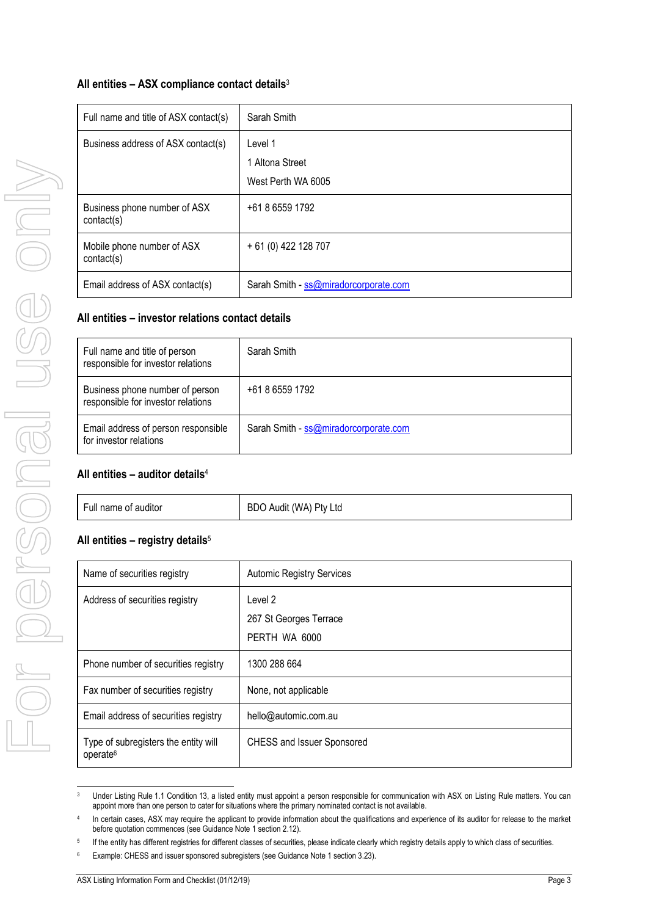## All entities – ASX compliance contact details[3]

| Full name and title of ASX contact(s) | Sarah Smith |
|---|---|
| Business address of ASX contact(s) | Level 1<br>1 Altona Street<br>West Perth WA 6005 |
| Business phone number of ASX contact(s) | +61 8 6559 1792 |
| Mobile phone number of ASX contact(s) | + 61 (0) 422 128 707 |
| Email address of ASX contact(s) | Sarah Smith - ss@miradorcorporate.com |

## All entities – investor relations contact details

| Full name and title of person responsible for investor relations | Sarah Smith |
|---|---|
| Business phone number of person responsible for investor relations | +61 8 6559 1792 |
| Email address of person responsible for investor relations | Sarah Smith - ss@miradorcorporate.com |

## All entities – auditor details[4]

| Full name of auditor | BDO Audit (WA) Pty Ltd |
|---|---|

## All entities – registry details[5]

| Name of securities registry | Automic Registry Services |
|---|---|
| Address of securities registry | Level 2<br>267 St Georges Terrace<br>PERTH WA 6000 |
| Phone number of securities registry | 1300 288 664 |
| Fax number of securities registry | None, not applicable |
| Email address of securities registry | hello@automic.com.au |
| Type of subregisters the entity will operate[6] | CHESS and Issuer Sponsored |

[3] Under Listing Rule 1.1 Condition 13, a listed entity must appoint a person responsible for communication with ASX on Listing Rule matters. You can appoint more than one person to cater for situations where the primary nominated contact is not available.

[4] In certain cases, ASX may require the applicant to provide information about the qualifications and experience of its auditor for release to the market before quotation commences (see Guidance Note 1 section 2.12).

[5] If the entity has different registries for different classes of securities, please indicate clearly which registry details apply to which class of securities.

[6] Example: CHESS and issuer sponsored subregisters (see Guidance Note 1 section 3.23).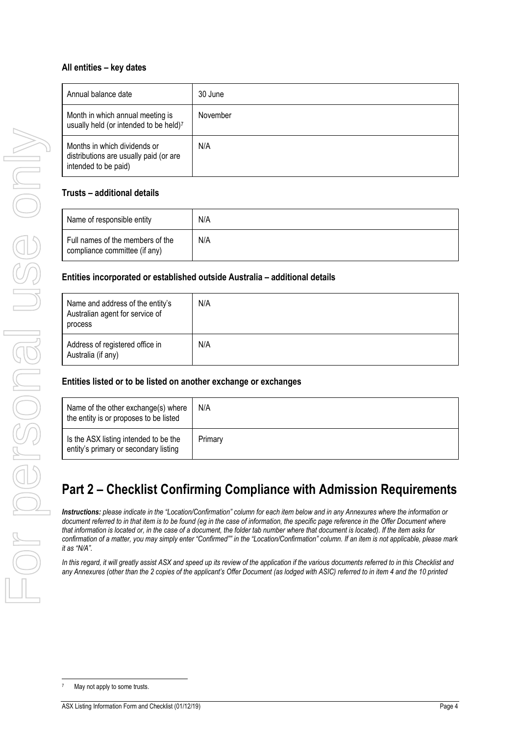### All entities – key dates

| Annual balance date | 30 June |
| --- | --- |
| Month in which annual meeting is usually held (or intended to be held)[7] | November |
| Months in which dividends or distributions are usually paid (or are intended to be paid) | N/A |

### Trusts – additional details

| Name of responsible entity | N/A |
| --- | --- |
| Full names of the members of the compliance committee (if any) | N/A |

### Entities incorporated or established outside Australia – additional details

| Name and address of the entity's Australian agent for service of process | N/A |
| --- | --- |
| Address of registered office in Australia (if any) | N/A |

### Entities listed or to be listed on another exchange or exchanges

| Name of the other exchange(s) where the entity is or proposes to be listed | N/A |
| --- | --- |
| Is the ASX listing intended to be the entity's primary or secondary listing | Primary |

# Part 2 – Checklist Confirming Compliance with Admission Requirements

***Instructions:*** *please indicate in the "Location/Confirmation" column for each item below and in any Annexures where the information or document referred to in that item is to be found (eg in the case of information, the specific page reference in the Offer Document where that information is located or, in the case of a document, the folder tab number where that document is located). If the item asks for confirmation of a matter, you may simply enter "Confirmed"" in the "Location/Confirmation" column. If an item is not applicable, please mark it as "N/A".*

*In this regard, it will greatly assist ASX and speed up its review of the application if the various documents referred to in this Checklist and any Annexures (other than the 2 copies of the applicant's Offer Document (as lodged with ASIC) referred to in item 4 and the 10 printed*

[7] May not apply to some trusts.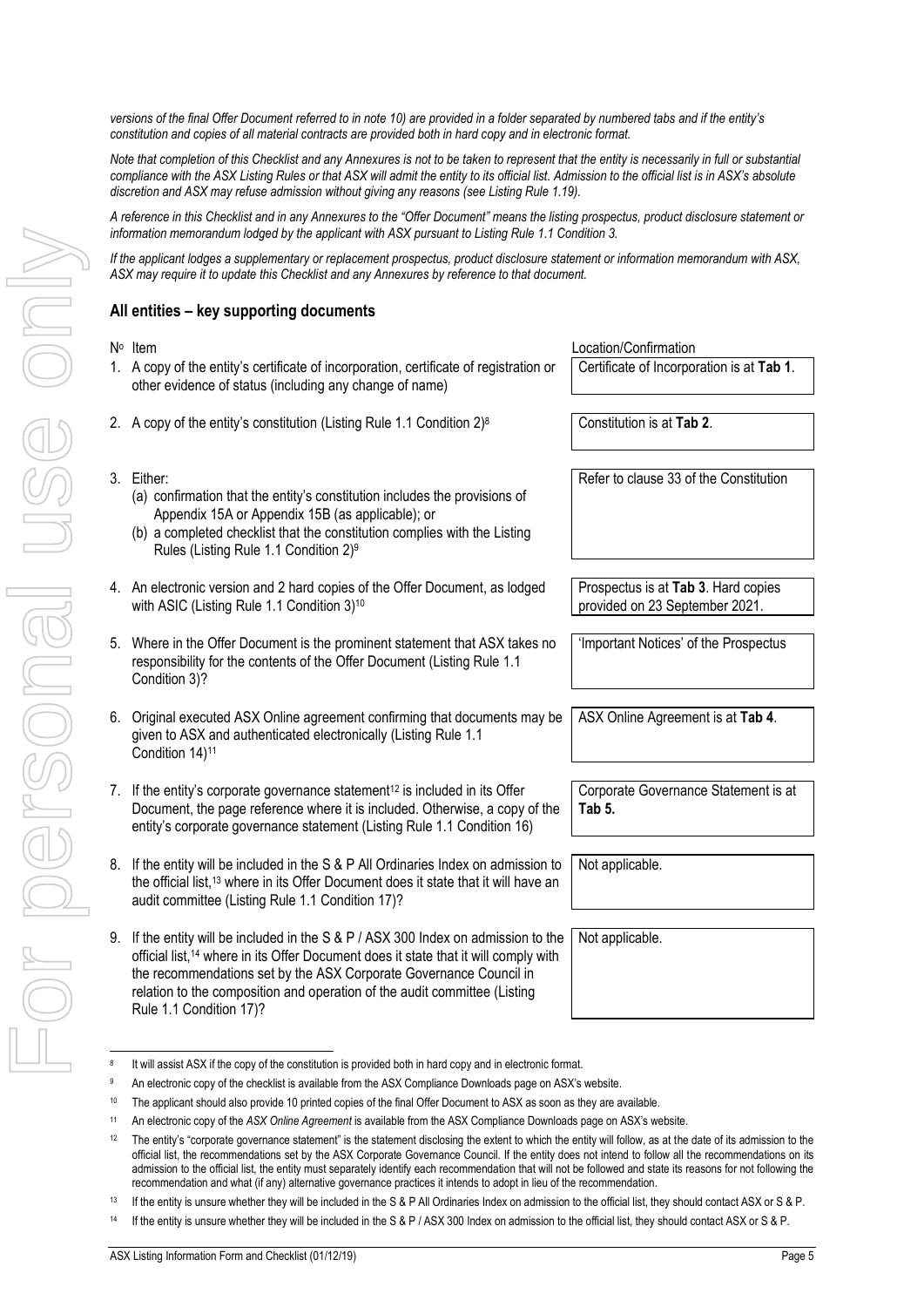*versions of the final Offer Document referred to in note 10) are provided in a folder separated by numbered tabs and if the entity's constitution and copies of all material contracts are provided both in hard copy and in electronic format.*

*Note that completion of this Checklist and any Annexures is not to be taken to represent that the entity is necessarily in full or substantial compliance with the ASX Listing Rules or that ASX will admit the entity to its official list. Admission to the official list is in ASX's absolute discretion and ASX may refuse admission without giving any reasons (see Listing Rule 1.19).*

*A reference in this Checklist and in any Annexures to the "Offer Document" means the listing prospectus, product disclosure statement or information memorandum lodged by the applicant with ASX pursuant to Listing Rule 1.1 Condition 3.*

*If the applicant lodges a supplementary or replacement prospectus, product disclosure statement or information memorandum with ASX, ASX may require it to update this Checklist and any Annexures by reference to that document.*

## All entities – key supporting documents

| No | Item | Location/Confirmation |
|---|---|---|
| 1. | A copy of the entity's certificate of incorporation, certificate of registration or other evidence of status (including any change of name) | Certificate of Incorporation is at **Tab 1**. |
| 2. | A copy of the entity's constitution (Listing Rule 1.1 Condition 2)[8] | Constitution is at **Tab 2**. |
| 3. | Either:<br>(a) confirmation that the entity's constitution includes the provisions of Appendix 15A or Appendix 15B (as applicable); or<br>(b) a completed checklist that the constitution complies with the Listing Rules (Listing Rule 1.1 Condition 2)[9] | Refer to clause 33 of the Constitution |
| 4. | An electronic version and 2 hard copies of the Offer Document, as lodged with ASIC (Listing Rule 1.1 Condition 3)[10] | Prospectus is at **Tab 3**. Hard copies provided on 23 September 2021. |
| 5. | Where in the Offer Document is the prominent statement that ASX takes no responsibility for the contents of the Offer Document (Listing Rule 1.1 Condition 3)? | 'Important Notices' of the Prospectus |
| 6. | Original executed ASX Online agreement confirming that documents may be given to ASX and authenticated electronically (Listing Rule 1.1 Condition 14)[11] | ASX Online Agreement is at **Tab 4**. |
| 7. | If the entity's corporate governance statement[12] is included in its Offer Document, the page reference where it is included. Otherwise, a copy of the entity's corporate governance statement (Listing Rule 1.1 Condition 16) | Corporate Governance Statement is at **Tab 5.** |
| 8. | If the entity will be included in the S & P All Ordinaries Index on admission to the official list,[13] where in its Offer Document does it state that it will have an audit committee (Listing Rule 1.1 Condition 17)? | Not applicable. |
| 9. | If the entity will be included in the S & P / ASX 300 Index on admission to the official list,[14] where in its Offer Document does it state that it will comply with the recommendations set by the ASX Corporate Governance Council in relation to the composition and operation of the audit committee (Listing Rule 1.1 Condition 17)? | Not applicable. |

[8] It will assist ASX if the copy of the constitution is provided both in hard copy and in electronic format.

[9] An electronic copy of the checklist is available from the ASX Compliance Downloads page on ASX's website.

[10] The applicant should also provide 10 printed copies of the final Offer Document to ASX as soon as they are available.

[11] An electronic copy of the *ASX Online Agreement* is available from the ASX Compliance Downloads page on ASX's website.

[12] The entity's "corporate governance statement" is the statement disclosing the extent to which the entity will follow, as at the date of its admission to the official list, the recommendations set by the ASX Corporate Governance Council. If the entity does not intend to follow all the recommendations on its admission to the official list, the entity must separately identify each recommendation that will not be followed and state its reasons for not following the recommendation and what (if any) alternative governance practices it intends to adopt in lieu of the recommendation.

[13] If the entity is unsure whether they will be included in the S & P All Ordinaries Index on admission to the official list, they should contact ASX or S & P.

[14] If the entity is unsure whether they will be included in the S & P / ASX 300 Index on admission to the official list, they should contact ASX or S & P.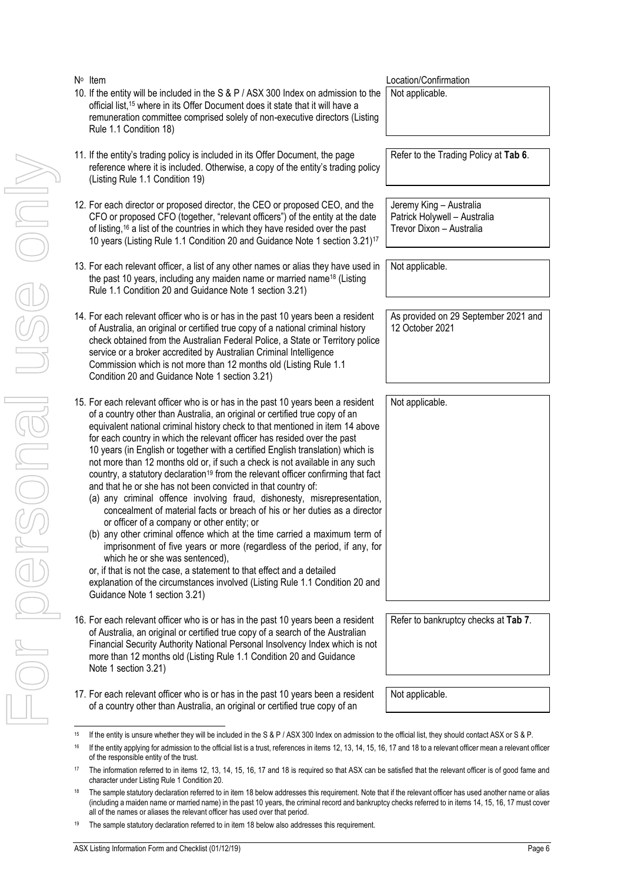| Nº Item | Location/Confirmation |
| --- | --- |
| 10. If the entity will be included in the S & P / ASX 300 Index on admission to the official list,[15] where in its Offer Document does it state that it will have a remuneration committee comprised solely of non-executive directors (Listing Rule 1.1 Condition 18) | Not applicable. |
| 11. If the entity's trading policy is included in its Offer Document, the page reference where it is included. Otherwise, a copy of the entity's trading policy (Listing Rule 1.1 Condition 19) | Refer to the Trading Policy at **Tab 6**. |
| 12. For each director or proposed director, the CEO or proposed CEO, and the CFO or proposed CFO (together, "relevant officers") of the entity at the date of listing,[16] a list of the countries in which they have resided over the past 10 years (Listing Rule 1.1 Condition 20 and Guidance Note 1 section 3.21)[17] | Jeremy King – Australia<br>Patrick Holywell – Australia<br>Trevor Dixon – Australia |
| 13. For each relevant officer, a list of any other names or alias they have used in the past 10 years, including any maiden name or married name[18] (Listing Rule 1.1 Condition 20 and Guidance Note 1 section 3.21) | Not applicable. |
| 14. For each relevant officer who is or has in the past 10 years been a resident of Australia, an original or certified true copy of a national criminal history check obtained from the Australian Federal Police, a State or Territory police service or a broker accredited by Australian Criminal Intelligence Commission which is not more than 12 months old (Listing Rule 1.1 Condition 20 and Guidance Note 1 section 3.21) | As provided on 29 September 2021 and 12 October 2021 |
| 15. For each relevant officer who is or has in the past 10 years been a resident of a country other than Australia, an original or certified true copy of an equivalent national criminal history check to that mentioned in item 14 above for each country in which the relevant officer has resided over the past 10 years (in English or together with a certified English translation) which is not more than 12 months old or, if such a check is not available in any such country, a statutory declaration[19] from the relevant officer confirming that fact and that he or she has not been convicted in that country of:<br>(a) any criminal offence involving fraud, dishonesty, misrepresentation, concealment of material facts or breach of his or her duties as a director or officer of a company or other entity; or<br>(b) any other criminal offence which at the time carried a maximum term of imprisonment of five years or more (regardless of the period, if any, for which he or she was sentenced),<br>or, if that is not the case, a statement to that effect and a detailed explanation of the circumstances involved (Listing Rule 1.1 Condition 20 and Guidance Note 1 section 3.21) | Not applicable. |
| 16. For each relevant officer who is or has in the past 10 years been a resident of Australia, an original or certified true copy of a search of the Australian Financial Security Authority National Personal Insolvency Index which is not more than 12 months old (Listing Rule 1.1 Condition 20 and Guidance Note 1 section 3.21) | Refer to bankruptcy checks at **Tab 7**. |
| 17. For each relevant officer who is or has in the past 10 years been a resident of a country other than Australia, an original or certified true copy of an | Not applicable. |

[15] If the entity is unsure whether they will be included in the S & P / ASX 300 Index on admission to the official list, they should contact ASX or S & P.

[16] If the entity applying for admission to the official list is a trust, references in items 12, 13, 14, 15, 16, 17 and 18 to a relevant officer mean a relevant officer of the responsible entity of the trust.

[17] The information referred to in items 12, 13, 14, 15, 16, 17 and 18 is required so that ASX can be satisfied that the relevant officer is of good fame and character under Listing Rule 1 Condition 20.

[18] The sample statutory declaration referred to in item 18 below addresses this requirement. Note that if the relevant officer has used another name or alias (including a maiden name or married name) in the past 10 years, the criminal record and bankruptcy checks referred to in items 14, 15, 16, 17 must cover all of the names or aliases the relevant officer has used over that period.

[19] The sample statutory declaration referred to in item 18 below also addresses this requirement.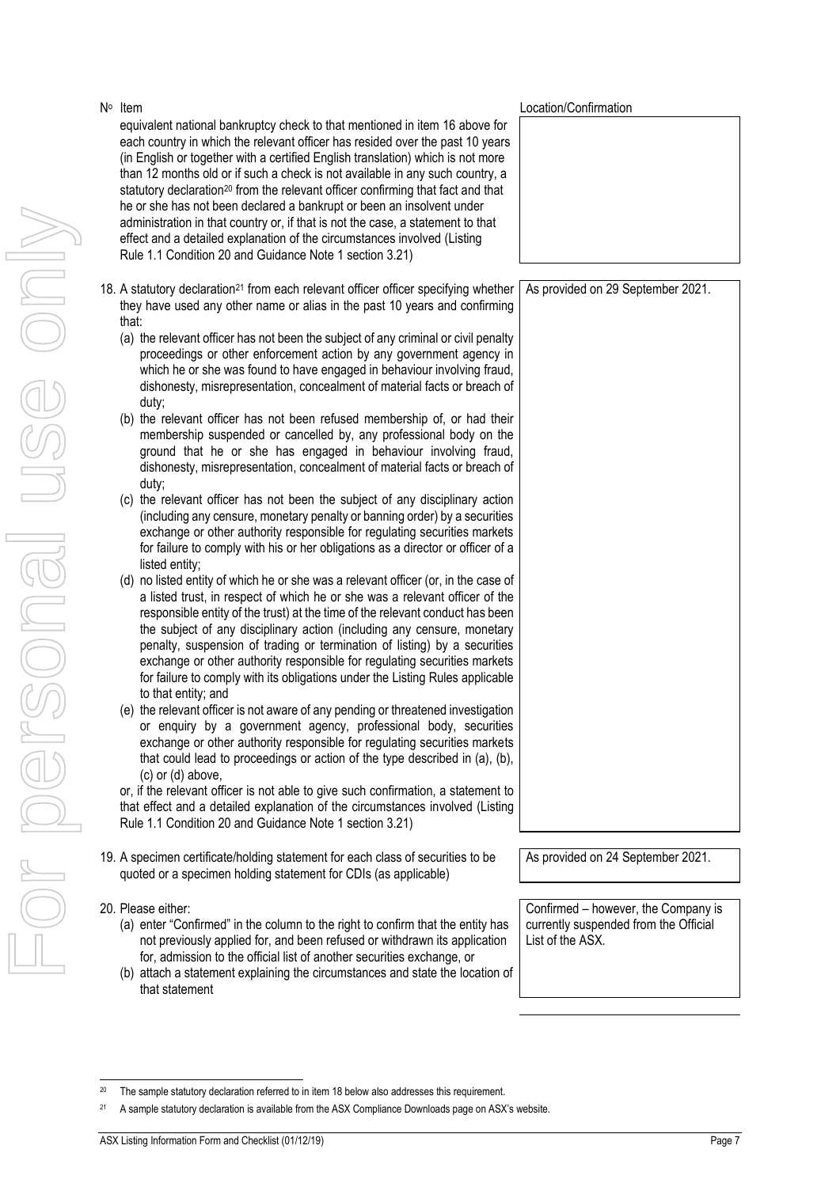| Nº Item | Location/Confirmation |
|---|---|
| equivalent national bankruptcy check to that mentioned in item 16 above for each country in which the relevant officer has resided over the past 10 years (in English or together with a certified English translation) which is not more than 12 months old or if such a check is not available in any such country, a statutory declaration[20] from the relevant officer confirming that fact and that he or she has not been declared a bankrupt or been an insolvent under administration in that country or, if that is not the case, a statement to that effect and a detailed explanation of the circumstances involved (Listing Rule 1.1 Condition 20 and Guidance Note 1 section 3.21) | |
| 18. A statutory declaration[21] from each relevant officer officer specifying whether they have used any other name or alias in the past 10 years and confirming that:<br>(a) the relevant officer has not been the subject of any criminal or civil penalty proceedings or other enforcement action by any government agency in which he or she was found to have engaged in behaviour involving fraud, dishonesty, misrepresentation, concealment of material facts or breach of duty;<br>(b) the relevant officer has not been refused membership of, or had their membership suspended or cancelled by, any professional body on the ground that he or she has engaged in behaviour involving fraud, dishonesty, misrepresentation, concealment of material facts or breach of duty;<br>(c) the relevant officer has not been the subject of any disciplinary action (including any censure, monetary penalty or banning order) by a securities exchange or other authority responsible for regulating securities markets for failure to comply with his or her obligations as a director or officer of a listed entity;<br>(d) no listed entity of which he or she was a relevant officer (or, in the case of a listed trust, in respect of which he or she was a relevant officer of the responsible entity of the trust) at the time of the relevant conduct has been the subject of any disciplinary action (including any censure, monetary penalty, suspension of trading or termination of listing) by a securities exchange or other authority responsible for regulating securities markets for failure to comply with its obligations under the Listing Rules applicable to that entity; and<br>(e) the relevant officer is not aware of any pending or threatened investigation or enquiry by a government agency, professional body, securities exchange or other authority responsible for regulating securities markets that could lead to proceedings or action of the type described in (a), (b), (c) or (d) above,<br>or, if the relevant officer is not able to give such confirmation, a statement to that effect and a detailed explanation of the circumstances involved (Listing Rule 1.1 Condition 20 and Guidance Note 1 section 3.21) | As provided on 29 September 2021. |
| 19. A specimen certificate/holding statement for each class of securities to be quoted or a specimen holding statement for CDIs (as applicable) | As provided on 24 September 2021. |
| 20. Please either:<br>(a) enter "Confirmed" in the column to the right to confirm that the entity has not previously applied for, and been refused or withdrawn its application for, admission to the official list of another securities exchange, or<br>(b) attach a statement explaining the circumstances and state the location of that statement | Confirmed – however, the Company is currently suspended from the Official List of the ASX. |

[20] The sample statutory declaration referred to in item 18 below also addresses this requirement.

[21] A sample statutory declaration is available from the ASX Compliance Downloads page on ASX's website.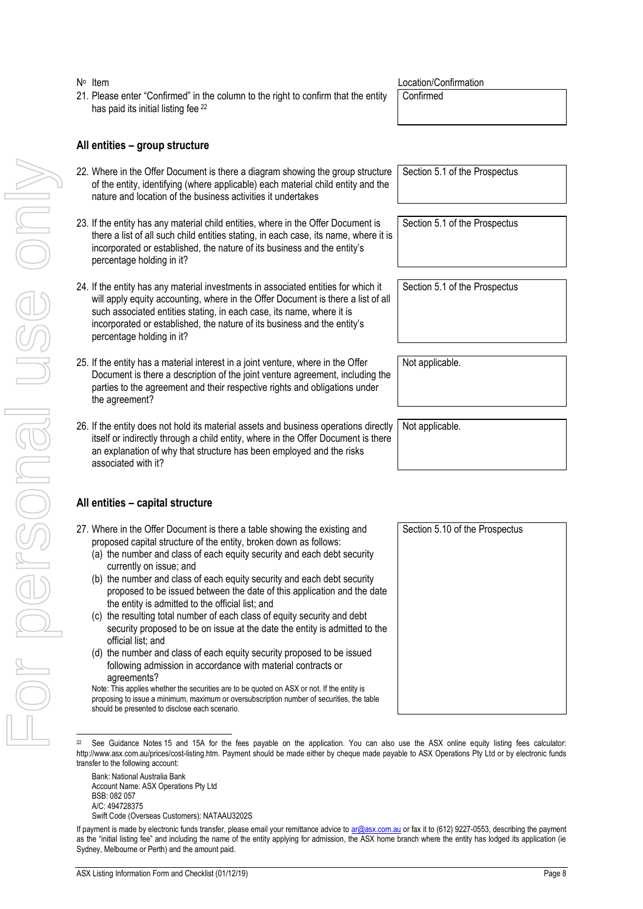| Nº Item | Location/Confirmation |
|---|---|
| 21. Please enter "Confirmed" in the column to the right to confirm that the entity has paid its initial listing fee [22] | Confirmed |

## All entities – group structure

| | |
|---|---|
| 22. Where in the Offer Document is there a diagram showing the group structure of the entity, identifying (where applicable) each material child entity and the nature and location of the business activities it undertakes | Section 5.1 of the Prospectus |
| 23. If the entity has any material child entities, where in the Offer Document is there a list of all such child entities stating, in each case, its name, where it is incorporated or established, the nature of its business and the entity's percentage holding in it? | Section 5.1 of the Prospectus |
| 24. If the entity has any material investments in associated entities for which it will apply equity accounting, where in the Offer Document is there a list of all such associated entities stating, in each case, its name, where it is incorporated or established, the nature of its business and the entity's percentage holding in it? | Section 5.1 of the Prospectus |
| 25. If the entity has a material interest in a joint venture, where in the Offer Document is there a description of the joint venture agreement, including the parties to the agreement and their respective rights and obligations under the agreement? | Not applicable. |
| 26. If the entity does not hold its material assets and business operations directly itself or indirectly through a child entity, where in the Offer Document is there an explanation of why that structure has been employed and the risks associated with it? | Not applicable. |

## All entities – capital structure

| | |
|---|---|
| 27. Where in the Offer Document is there a table showing the existing and proposed capital structure of the entity, broken down as follows:<br>(a) the number and class of each equity security and each debt security currently on issue; and<br>(b) the number and class of each equity security and each debt security proposed to be issued between the date of this application and the date the entity is admitted to the official list; and<br>(c) the resulting total number of each class of equity security and debt security proposed to be on issue at the date the entity is admitted to the official list; and<br>(d) the number and class of each equity security proposed to be issued following admission in accordance with material contracts or agreements?<br>Note: This applies whether the securities are to be quoted on ASX or not. If the entity is proposing to issue a minimum, maximum or oversubscription number of securities, the table should be presented to disclose each scenario. | Section 5.10 of the Prospectus |

[22] See Guidance Notes 15 and 15A for the fees payable on the application. You can also use the ASX online equity listing fees calculator: http://www.asx.com.au/prices/cost-listing.htm. Payment should be made either by cheque made payable to ASX Operations Pty Ltd or by electronic funds transfer to the following account:

Bank: National Australia Bank
Account Name: ASX Operations Pty Ltd
BSB: 082 057
A/C: 494728375
Swift Code (Overseas Customers): NATAAU3202S

If payment is made by electronic funds transfer, please email your remittance advice to ar@asx.com.au or fax it to (612) 9227-0553, describing the payment as the "initial listing fee" and including the name of the entity applying for admission, the ASX home branch where the entity has lodged its application (ie Sydney, Melbourne or Perth) and the amount paid.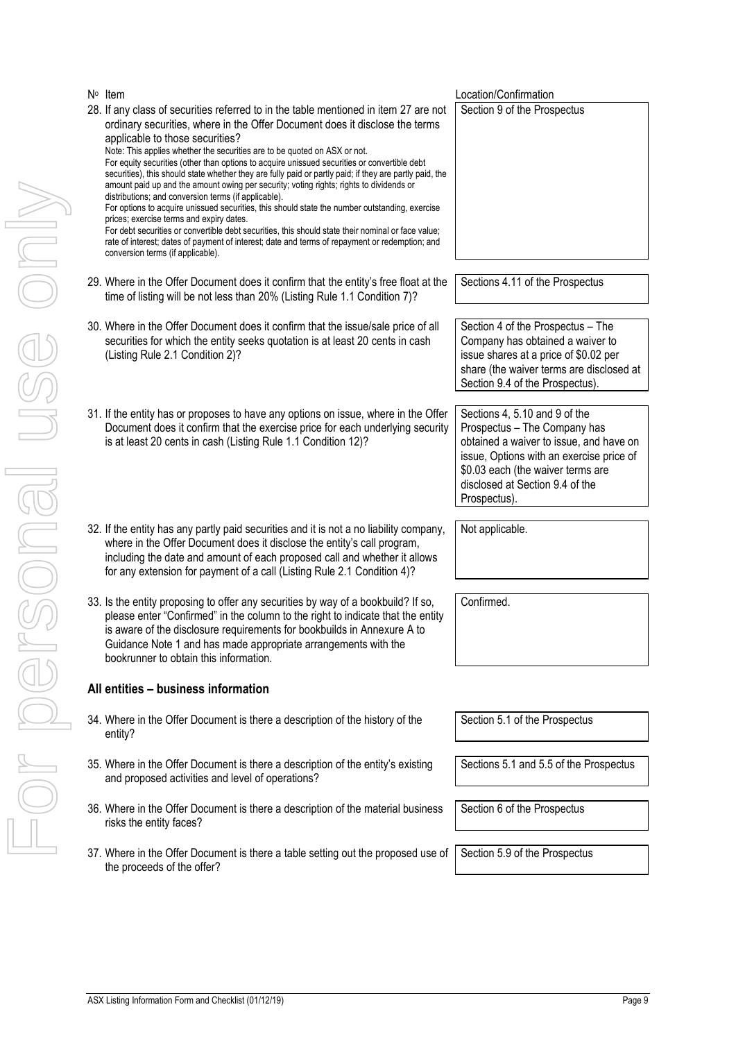| Nº | Item | Location/Confirmation |
|---|---|---|
| 28. | If any class of securities referred to in the table mentioned in item 27 are not ordinary securities, where in the Offer Document does it disclose the terms applicable to those securities?<br>Note: This applies whether the securities are to be quoted on ASX or not.<br>For equity securities (other than options to acquire unissued securities or convertible debt securities), this should state whether they are fully paid or partly paid; if they are partly paid, the amount paid up and the amount owing per security; voting rights; rights to dividends or distributions; and conversion terms (if applicable).<br>For options to acquire unissued securities, this should state the number outstanding, exercise prices; exercise terms and expiry dates.<br>For debt securities or convertible debt securities, this should state their nominal or face value; rate of interest; dates of payment of interest; date and terms of repayment or redemption; and conversion terms (if applicable). | Section 9 of the Prospectus |
| 29. | Where in the Offer Document does it confirm that the entity's free float at the time of listing will be not less than 20% (Listing Rule 1.1 Condition 7)? | Sections 4.11 of the Prospectus |
| 30. | Where in the Offer Document does it confirm that the issue/sale price of all securities for which the entity seeks quotation is at least 20 cents in cash (Listing Rule 2.1 Condition 2)? | Section 4 of the Prospectus – The Company has obtained a waiver to issue shares at a price of \$0.02 per share (the waiver terms are disclosed at Section 9.4 of the Prospectus). |
| 31. | If the entity has or proposes to have any options on issue, where in the Offer Document does it confirm that the exercise price for each underlying security is at least 20 cents in cash (Listing Rule 1.1 Condition 12)? | Sections 4, 5.10 and 9 of the Prospectus – The Company has obtained a waiver to issue, and have on issue, Options with an exercise price of \$0.03 each (the waiver terms are disclosed at Section 9.4 of the Prospectus). |
| 32. | If the entity has any partly paid securities and it is not a no liability company, where in the Offer Document does it disclose the entity's call program, including the date and amount of each proposed call and whether it allows for any extension for payment of a call (Listing Rule 2.1 Condition 4)? | Not applicable. |
| 33. | Is the entity proposing to offer any securities by way of a bookbuild? If so, please enter "Confirmed" in the column to the right to indicate that the entity is aware of the disclosure requirements for bookbuilds in Annexure A to Guidance Note 1 and has made appropriate arrangements with the bookrunner to obtain this information. | Confirmed. |

## All entities – business information

| Nº | Item | Location/Confirmation |
|---|---|---|
| 34. | Where in the Offer Document is there a description of the history of the entity? | Section 5.1 of the Prospectus |
| 35. | Where in the Offer Document is there a description of the entity's existing and proposed activities and level of operations? | Sections 5.1 and 5.5 of the Prospectus |
| 36. | Where in the Offer Document is there a description of the material business risks the entity faces? | Section 6 of the Prospectus |
| 37. | Where in the Offer Document is there a table setting out the proposed use of the proceeds of the offer? | Section 5.9 of the Prospectus |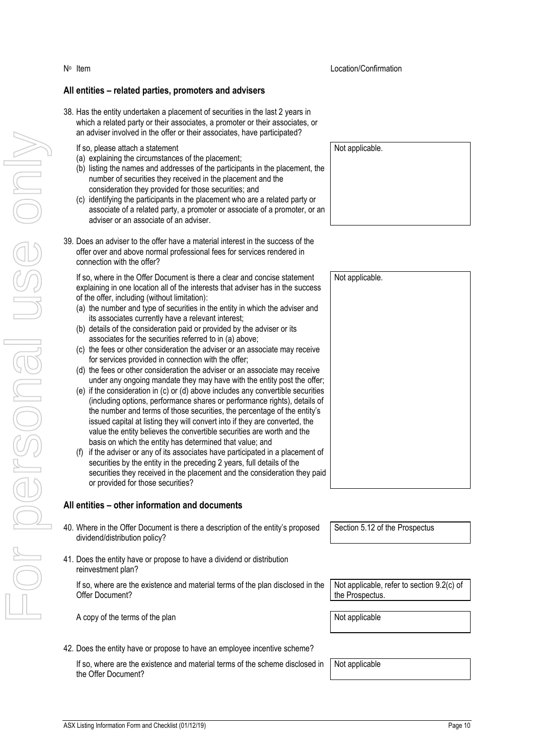| Nº Item | Location/Confirmation |
|---|---|
| **All entities – related parties, promoters and advisers** | |
| 38. Has the entity undertaken a placement of securities in the last 2 years in which a related party or their associates, a promoter or their associates, or an adviser involved in the offer or their associates, have participated?<br><br>If so, please attach a statement<br>(a) explaining the circumstances of the placement;<br>(b) listing the names and addresses of the participants in the placement, the number of securities they received in the placement and the consideration they provided for those securities; and<br>(c) identifying the participants in the placement who are a related party or associate of a related party, a promoter or associate of a promoter, or an adviser or an associate of an adviser. | Not applicable. |
| 39. Does an adviser to the offer have a material interest in the success of the offer over and above normal professional fees for services rendered in connection with the offer?<br><br>If so, where in the Offer Document is there a clear and concise statement explaining in one location all of the interests that adviser has in the success of the offer, including (without limitation):<br>(a) the number and type of securities in the entity in which the adviser and its associates currently have a relevant interest;<br>(b) details of the consideration paid or provided by the adviser or its associates for the securities referred to in (a) above;<br>(c) the fees or other consideration the adviser or an associate may receive for services provided in connection with the offer;<br>(d) the fees or other consideration the adviser or an associate may receive under any ongoing mandate they may have with the entity post the offer;<br>(e) if the consideration in (c) or (d) above includes any convertible securities (including options, performance shares or performance rights), details of the number and terms of those securities, the percentage of the entity's issued capital at listing they will convert into if they are converted, the value the entity believes the convertible securities are worth and the basis on which the entity has determined that value; and<br>(f) if the adviser or any of its associates have participated in a placement of securities by the entity in the preceding 2 years, full details of the securities they received in the placement and the consideration they paid or provided for those securities? | Not applicable. |
| **All entities – other information and documents** | |
| 40. Where in the Offer Document is there a description of the entity's proposed dividend/distribution policy? | Section 5.12 of the Prospectus |
| 41. Does the entity have or propose to have a dividend or distribution reinvestment plan?<br><br>If so, where are the existence and material terms of the plan disclosed in the Offer Document? | Not applicable, refer to section 9.2(c) of the Prospectus. |
| A copy of the terms of the plan | Not applicable |
| 42. Does the entity have or propose to have an employee incentive scheme?<br><br>If so, where are the existence and material terms of the scheme disclosed in the Offer Document? | Not applicable |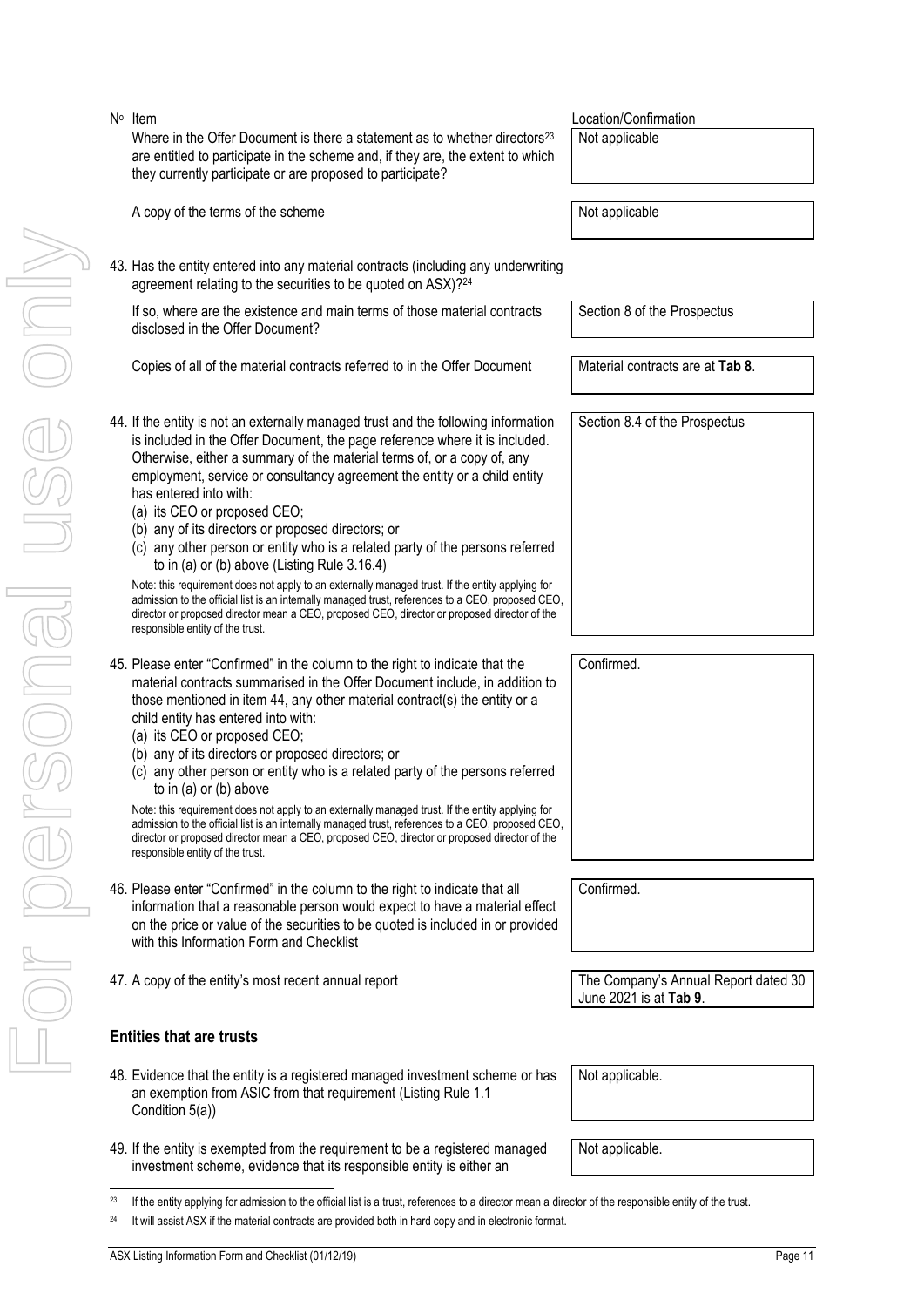| Nº Item | Location/Confirmation |
| --- | --- |
| Where in the Offer Document is there a statement as to whether directors[23] are entitled to participate in the scheme and, if they are, the extent to which they currently participate or are proposed to participate? | Not applicable |
| A copy of the terms of the scheme | Not applicable |
| 43. Has the entity entered into any material contracts (including any underwriting agreement relating to the securities to be quoted on ASX)?[24] | |
| If so, where are the existence and main terms of those material contracts disclosed in the Offer Document? | Section 8 of the Prospectus |
| Copies of all of the material contracts referred to in the Offer Document | Material contracts are at **Tab 8**. |
| 44. If the entity is not an externally managed trust and the following information is included in the Offer Document, the page reference where it is included. Otherwise, either a summary of the material terms of, or a copy of, any employment, service or consultancy agreement the entity or a child entity has entered into with:<br>(a) its CEO or proposed CEO;<br>(b) any of its directors or proposed directors; or<br>(c) any other person or entity who is a related party of the persons referred to in (a) or (b) above (Listing Rule 3.16.4)<br><br>Note: this requirement does not apply to an externally managed trust. If the entity applying for admission to the official list is an internally managed trust, references to a CEO, proposed CEO, director or proposed director mean a CEO, proposed CEO, director or proposed director of the responsible entity of the trust. | Section 8.4 of the Prospectus |
| 45. Please enter "Confirmed" in the column to the right to indicate that the material contracts summarised in the Offer Document include, in addition to those mentioned in item 44, any other material contract(s) the entity or a child entity has entered into with:<br>(a) its CEO or proposed CEO;<br>(b) any of its directors or proposed directors; or<br>(c) any other person or entity who is a related party of the persons referred to in (a) or (b) above<br><br>Note: this requirement does not apply to an externally managed trust. If the entity applying for admission to the official list is an internally managed trust, references to a CEO, proposed CEO, director or proposed director mean a CEO, proposed CEO, director or proposed director of the responsible entity of the trust. | Confirmed. |
| 46. Please enter "Confirmed" in the column to the right to indicate that all information that a reasonable person would expect to have a material effect on the price or value of the securities to be quoted is included in or provided with this Information Form and Checklist | Confirmed. |
| 47. A copy of the entity's most recent annual report | The Company's Annual Report dated 30 June 2021 is at **Tab 9**. |

### Entities that are trusts

| | |
| --- | --- |
| 48. Evidence that the entity is a registered managed investment scheme or has an exemption from ASIC from that requirement (Listing Rule 1.1 Condition 5(a)) | Not applicable. |
| 49. If the entity is exempted from the requirement to be a registered managed investment scheme, evidence that its responsible entity is either an | Not applicable. |

[23] If the entity applying for admission to the official list is a trust, references to a director mean a director of the responsible entity of the trust.

[24] It will assist ASX if the material contracts are provided both in hard copy and in electronic format.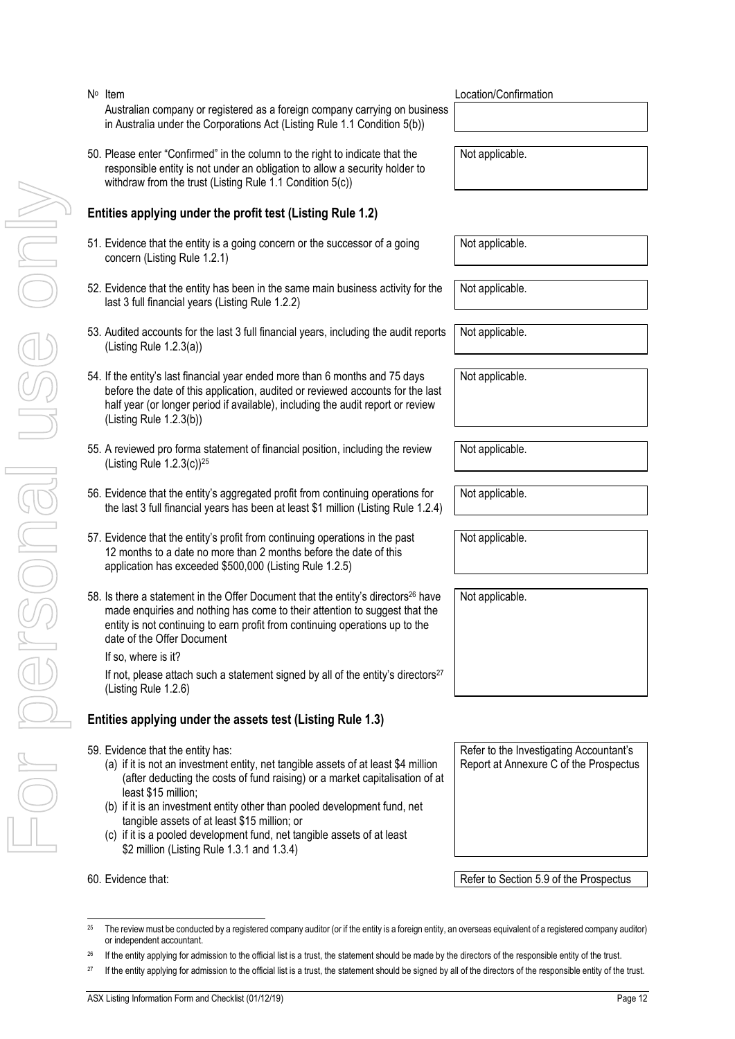| Nº | Item | Location/Confirmation |
|---|---|---|
| | Australian company or registered as a foreign company carrying on business in Australia under the Corporations Act (Listing Rule 1.1 Condition 5(b)) | |
| 50. | Please enter "Confirmed" in the column to the right to indicate that the responsible entity is not under an obligation to allow a security holder to withdraw from the trust (Listing Rule 1.1 Condition 5(c)) | Not applicable. |

## Entities applying under the profit test (Listing Rule 1.2)

| Nº | Item | Location/Confirmation |
|---|---|---|
| 51. | Evidence that the entity is a going concern or the successor of a going concern (Listing Rule 1.2.1) | Not applicable. |
| 52. | Evidence that the entity has been in the same main business activity for the last 3 full financial years (Listing Rule 1.2.2) | Not applicable. |
| 53. | Audited accounts for the last 3 full financial years, including the audit reports (Listing Rule 1.2.3(a)) | Not applicable. |
| 54. | If the entity's last financial year ended more than 6 months and 75 days before the date of this application, audited or reviewed accounts for the last half year (or longer period if available), including the audit report or review (Listing Rule 1.2.3(b)) | Not applicable. |
| 55. | A reviewed pro forma statement of financial position, including the review (Listing Rule 1.2.3(c))[25] | Not applicable. |
| 56. | Evidence that the entity's aggregated profit from continuing operations for the last 3 full financial years has been at least \$1 million (Listing Rule 1.2.4) | Not applicable. |
| 57. | Evidence that the entity's profit from continuing operations in the past 12 months to a date no more than 2 months before the date of this application has exceeded \$500,000 (Listing Rule 1.2.5) | Not applicable. |
| 58. | Is there a statement in the Offer Document that the entity's directors[26] have made enquiries and nothing has come to their attention to suggest that the entity is not continuing to earn profit from continuing operations up to the date of the Offer Document<br>If so, where is it?<br>If not, please attach such a statement signed by all of the entity's directors[27] (Listing Rule 1.2.6) | Not applicable. |

## Entities applying under the assets test (Listing Rule 1.3)

| Nº | Item | Location/Confirmation |
|---|---|---|
| 59. | Evidence that the entity has:<br>(a) if it is not an investment entity, net tangible assets of at least \$4 million (after deducting the costs of fund raising) or a market capitalisation of at least \$15 million;<br>(b) if it is an investment entity other than pooled development fund, net tangible assets of at least \$15 million; or<br>(c) if it is a pooled development fund, net tangible assets of at least \$2 million (Listing Rule 1.3.1 and 1.3.4) | Refer to the Investigating Accountant's Report at Annexure C of the Prospectus |
| 60. | Evidence that: | Refer to Section 5.9 of the Prospectus |

[25] The review must be conducted by a registered company auditor (or if the entity is a foreign entity, an overseas equivalent of a registered company auditor) or independent accountant.

[26] If the entity applying for admission to the official list is a trust, the statement should be made by the directors of the responsible entity of the trust.

[27] If the entity applying for admission to the official list is a trust, the statement should be signed by all of the directors of the responsible entity of the trust.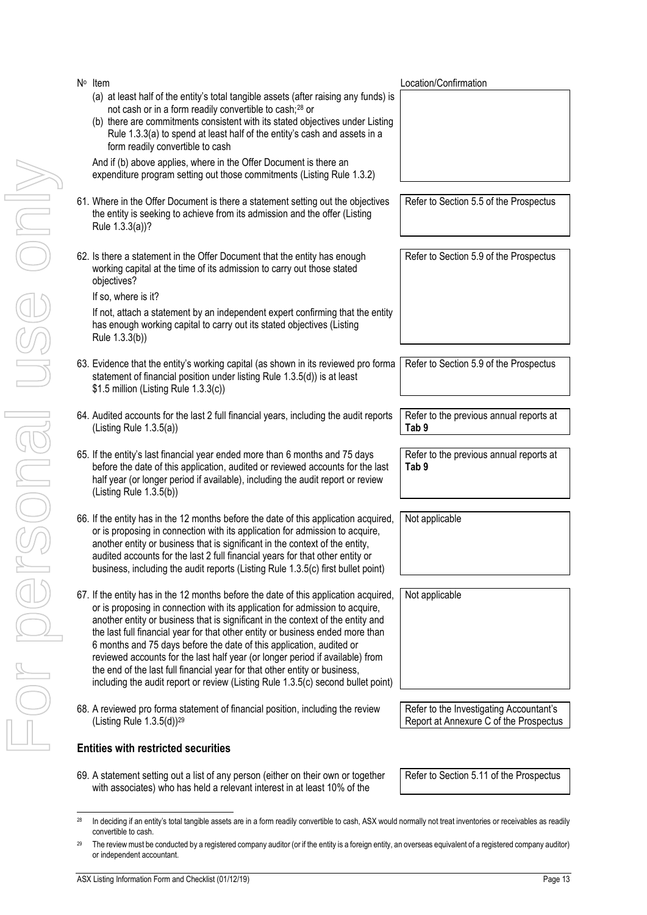| Nº Item | Location/Confirmation |
|---|---|
| (a) at least half of the entity's total tangible assets (after raising any funds) is not cash or in a form readily convertible to cash;[28] or<br>(b) there are commitments consistent with its stated objectives under Listing Rule 1.3.3(a) to spend at least half of the entity's cash and assets in a form readily convertible to cash<br><br>And if (b) above applies, where in the Offer Document is there an expenditure program setting out those commitments (Listing Rule 1.3.2) | |
| 61. Where in the Offer Document is there a statement setting out the objectives the entity is seeking to achieve from its admission and the offer (Listing Rule 1.3.3(a))? | Refer to Section 5.5 of the Prospectus |
| 62. Is there a statement in the Offer Document that the entity has enough working capital at the time of its admission to carry out those stated objectives?<br><br>If so, where is it?<br><br>If not, attach a statement by an independent expert confirming that the entity has enough working capital to carry out its stated objectives (Listing Rule 1.3.3(b)) | Refer to Section 5.9 of the Prospectus |
| 63. Evidence that the entity's working capital (as shown in its reviewed pro forma statement of financial position under listing Rule 1.3.5(d)) is at least \$1.5 million (Listing Rule 1.3.3(c)) | Refer to Section 5.9 of the Prospectus |
| 64. Audited accounts for the last 2 full financial years, including the audit reports (Listing Rule 1.3.5(a)) | Refer to the previous annual reports at **Tab 9** |
| 65. If the entity's last financial year ended more than 6 months and 75 days before the date of this application, audited or reviewed accounts for the last half year (or longer period if available), including the audit report or review (Listing Rule 1.3.5(b)) | Refer to the previous annual reports at **Tab 9** |
| 66. If the entity has in the 12 months before the date of this application acquired, or is proposing in connection with its application for admission to acquire, another entity or business that is significant in the context of the entity, audited accounts for the last 2 full financial years for that other entity or business, including the audit reports (Listing Rule 1.3.5(c) first bullet point) | Not applicable |
| 67. If the entity has in the 12 months before the date of this application acquired, or is proposing in connection with its application for admission to acquire, another entity or business that is significant in the context of the entity and the last full financial year for that other entity or business ended more than 6 months and 75 days before the date of this application, audited or reviewed accounts for the last half year (or longer period if available) from the end of the last full financial year for that other entity or business, including the audit report or review (Listing Rule 1.3.5(c) second bullet point) | Not applicable |
| 68. A reviewed pro forma statement of financial position, including the review (Listing Rule 1.3.5(d))[29] | Refer to the Investigating Accountant's Report at Annexure C of the Prospectus |

### Entities with restricted securities

| | |
|---|---|
| 69. A statement setting out a list of any person (either on their own or together with associates) who has held a relevant interest in at least 10% of the | Refer to Section 5.11 of the Prospectus |

[28] In deciding if an entity's total tangible assets are in a form readily convertible to cash, ASX would normally not treat inventories or receivables as readily convertible to cash.

[29] The review must be conducted by a registered company auditor (or if the entity is a foreign entity, an overseas equivalent of a registered company auditor) or independent accountant.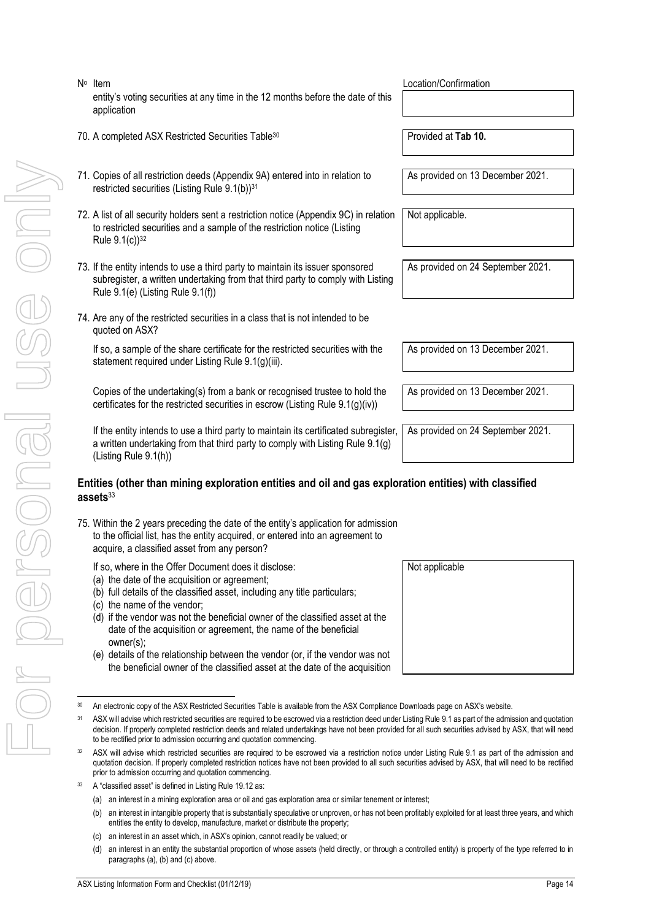| Nº Item | Location/Confirmation |
|---|---|
| entity's voting securities at any time in the 12 months before the date of this application | |
| 70. A completed ASX Restricted Securities Table[30] | Provided at **Tab 10.** |
| 71. Copies of all restriction deeds (Appendix 9A) entered into in relation to restricted securities (Listing Rule 9.1(b))[31] | As provided on 13 December 2021. |
| 72. A list of all security holders sent a restriction notice (Appendix 9C) in relation to restricted securities and a sample of the restriction notice (Listing Rule 9.1(c))[32] | Not applicable. |
| 73. If the entity intends to use a third party to maintain its issuer sponsored subregister, a written undertaking from that third party to comply with Listing Rule 9.1(e) (Listing Rule 9.1(f)) | As provided on 24 September 2021. |
| 74. Are any of the restricted securities in a class that is not intended to be quoted on ASX? | |
| If so, a sample of the share certificate for the restricted securities with the statement required under Listing Rule 9.1(g)(iii). | As provided on 13 December 2021. |
| Copies of the undertaking(s) from a bank or recognised trustee to hold the certificates for the restricted securities in escrow (Listing Rule 9.1(g)(iv)) | As provided on 13 December 2021. |
| If the entity intends to use a third party to maintain its certificated subregister, a written undertaking from that third party to comply with Listing Rule 9.1(g) (Listing Rule 9.1(h)) | As provided on 24 September 2021. |

## Entities (other than mining exploration entities and oil and gas exploration entities) with classified assets[33]

| Nº Item | Location/Confirmation |
|---|---|
| 75. Within the 2 years preceding the date of the entity's application for admission to the official list, has the entity acquired, or entered into an agreement to acquire, a classified asset from any person?<br><br>If so, where in the Offer Document does it disclose:<br>(a) the date of the acquisition or agreement;<br>(b) full details of the classified asset, including any title particulars;<br>(c) the name of the vendor;<br>(d) if the vendor was not the beneficial owner of the classified asset at the date of the acquisition or agreement, the name of the beneficial owner(s);<br>(e) details of the relationship between the vendor (or, if the vendor was not the beneficial owner of the classified asset at the date of the acquisition | Not applicable |

[30] An electronic copy of the ASX Restricted Securities Table is available from the ASX Compliance Downloads page on ASX's website.

[31] ASX will advise which restricted securities are required to be escrowed via a restriction deed under Listing Rule 9.1 as part of the admission and quotation decision. If properly completed restriction deeds and related undertakings have not been provided for all such securities advised by ASX, that will need to be rectified prior to admission occurring and quotation commencing.

[32] ASX will advise which restricted securities are required to be escrowed via a restriction notice under Listing Rule 9.1 as part of the admission and quotation decision. If properly completed restriction notices have not been provided to all such securities advised by ASX, that will need to be rectified prior to admission occurring and quotation commencing.

[33] A "classified asset" is defined in Listing Rule 19.12 as:

(a) an interest in a mining exploration area or oil and gas exploration area or similar tenement or interest;

(b) an interest in intangible property that is substantially speculative or unproven, or has not been profitably exploited for at least three years, and which entitles the entity to develop, manufacture, market or distribute the property;

(c) an interest in an asset which, in ASX's opinion, cannot readily be valued; or

(d) an interest in an entity the substantial proportion of whose assets (held directly, or through a controlled entity) is property of the type referred to in paragraphs (a), (b) and (c) above.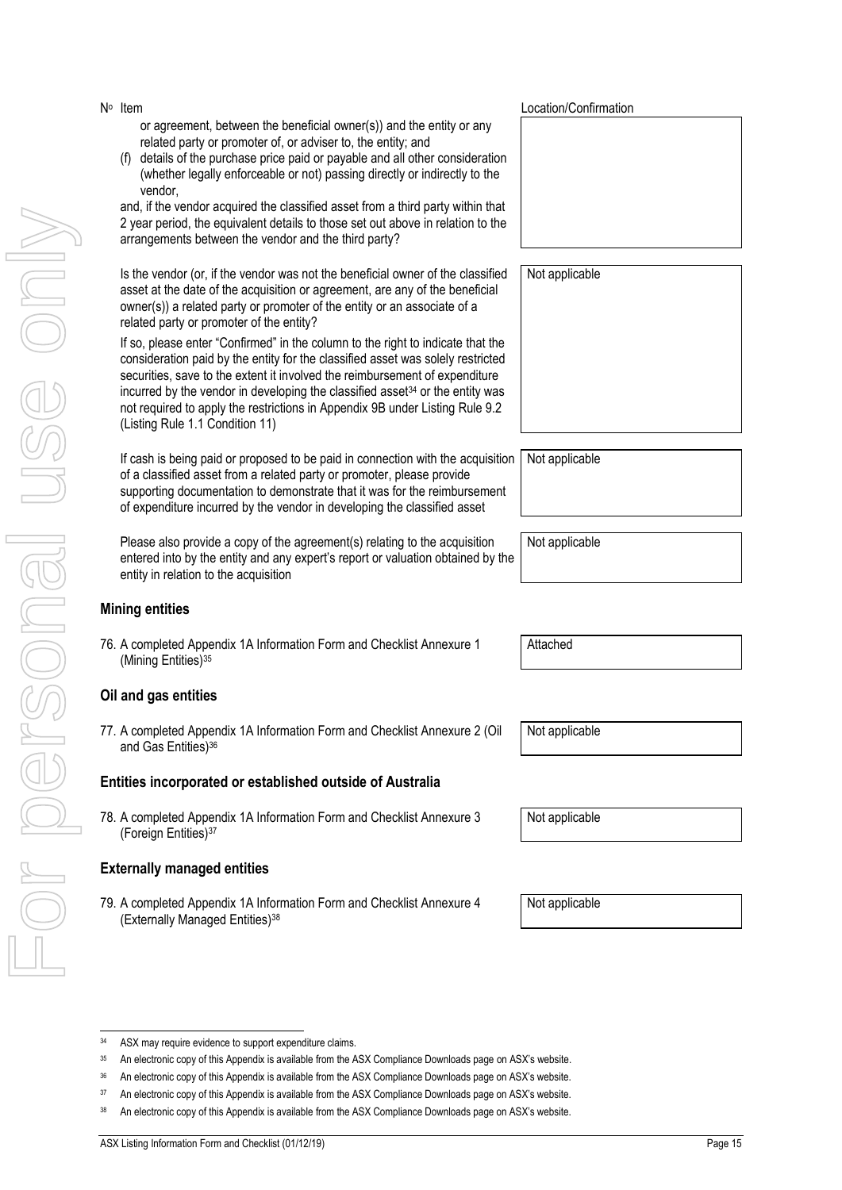| Nº Item | Location/Confirmation |
| --- | --- |
| or agreement, between the beneficial owner(s)) and the entity or any related party or promoter of, or adviser to, the entity; and<br>(f) details of the purchase price paid or payable and all other consideration (whether legally enforceable or not) passing directly or indirectly to the vendor,<br>and, if the vendor acquired the classified asset from a third party within that 2 year period, the equivalent details to those set out above in relation to the arrangements between the vendor and the third party? | |
| Is the vendor (or, if the vendor was not the beneficial owner of the classified asset at the date of the acquisition or agreement, are any of the beneficial owner(s)) a related party or promoter of the entity or an associate of a related party or promoter of the entity?<br>If so, please enter "Confirmed" in the column to the right to indicate that the consideration paid by the entity for the classified asset was solely restricted securities, save to the extent it involved the reimbursement of expenditure incurred by the vendor in developing the classified asset[34] or the entity was not required to apply the restrictions in Appendix 9B under Listing Rule 9.2 (Listing Rule 1.1 Condition 11) | Not applicable |
| If cash is being paid or proposed to be paid in connection with the acquisition of a classified asset from a related party or promoter, please provide supporting documentation to demonstrate that it was for the reimbursement of expenditure incurred by the vendor in developing the classified asset | Not applicable |
| Please also provide a copy of the agreement(s) relating to the acquisition entered into by the entity and any expert's report or valuation obtained by the entity in relation to the acquisition | Not applicable |

## Mining entities

| | |
| --- | --- |
| 76. A completed Appendix 1A Information Form and Checklist Annexure 1 (Mining Entities)[35] | Attached |

## Oil and gas entities

| | |
| --- | --- |
| 77. A completed Appendix 1A Information Form and Checklist Annexure 2 (Oil and Gas Entities)[36] | Not applicable |

## Entities incorporated or established outside of Australia

| | |
| --- | --- |
| 78. A completed Appendix 1A Information Form and Checklist Annexure 3 (Foreign Entities)[37] | Not applicable |

## Externally managed entities

| | |
| --- | --- |
| 79. A completed Appendix 1A Information Form and Checklist Annexure 4 (Externally Managed Entities)[38] | Not applicable |

[34] ASX may require evidence to support expenditure claims.

[35] An electronic copy of this Appendix is available from the ASX Compliance Downloads page on ASX's website.

[36] An electronic copy of this Appendix is available from the ASX Compliance Downloads page on ASX's website.

[37] An electronic copy of this Appendix is available from the ASX Compliance Downloads page on ASX's website.

[38] An electronic copy of this Appendix is available from the ASX Compliance Downloads page on ASX's website.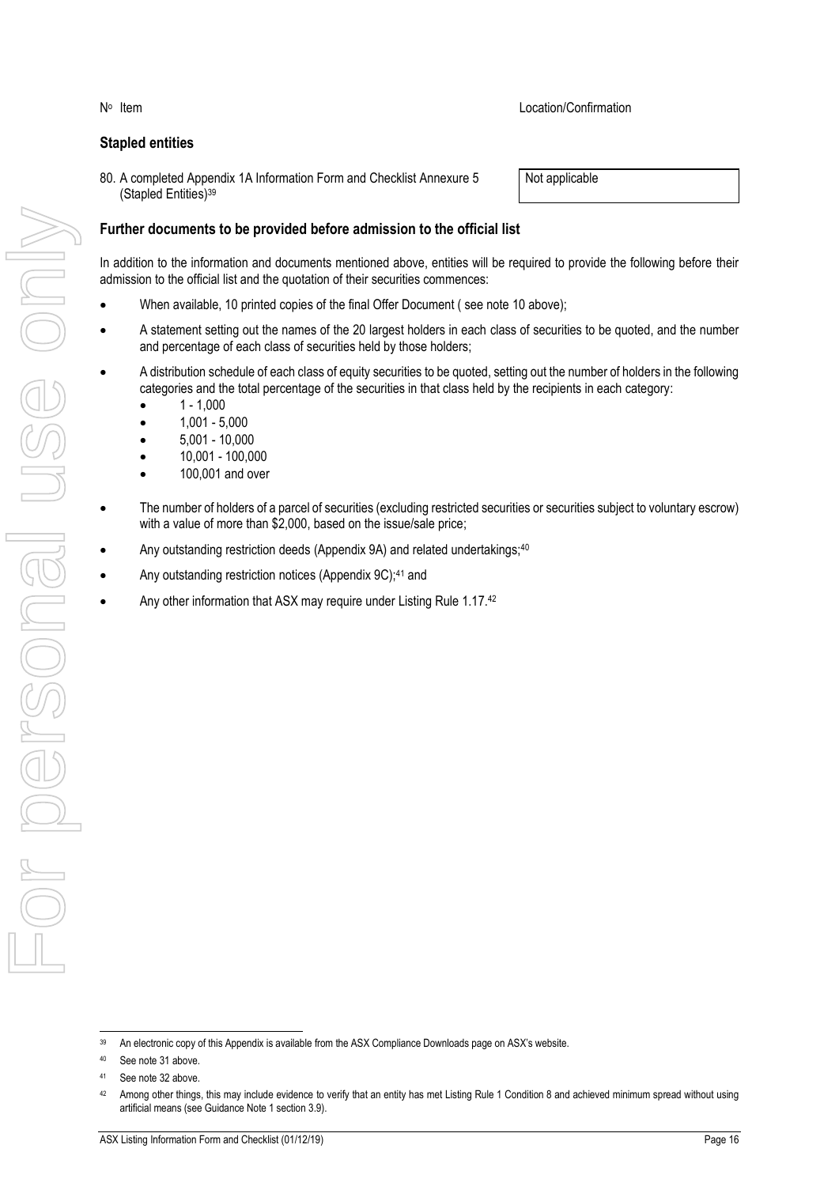| Nº Item | Location/Confirmation |
|---|---|
| **Stapled entities** | |
| 80. A completed Appendix 1A Information Form and Checklist Annexure 5 (Stapled Entities)[39] | Not applicable |

## Further documents to be provided before admission to the official list

In addition to the information and documents mentioned above, entities will be required to provide the following before their admission to the official list and the quotation of their securities commences:

- When available, 10 printed copies of the final Offer Document ( see note 10 above);
- A statement setting out the names of the 20 largest holders in each class of securities to be quoted, and the number and percentage of each class of securities held by those holders;
- A distribution schedule of each class of equity securities to be quoted, setting out the number of holders in the following categories and the total percentage of the securities in that class held by the recipients in each category:
  - 1 - 1,000
  - 1,001 - 5,000
  - 5,001 - 10,000
  - 10,001 - 100,000
  - 100,001 and over
- The number of holders of a parcel of securities (excluding restricted securities or securities subject to voluntary escrow) with a value of more than $2,000, based on the issue/sale price;
- Any outstanding restriction deeds (Appendix 9A) and related undertakings;[40]
- Any outstanding restriction notices (Appendix 9C);[41] and
- Any other information that ASX may require under Listing Rule 1.17.[42]

---

[39] An electronic copy of this Appendix is available from the ASX Compliance Downloads page on ASX's website.

[40] See note 31 above.

[41] See note 32 above.

[42] Among other things, this may include evidence to verify that an entity has met Listing Rule 1 Condition 8 and achieved minimum spread without using artificial means (see Guidance Note 1 section 3.9).